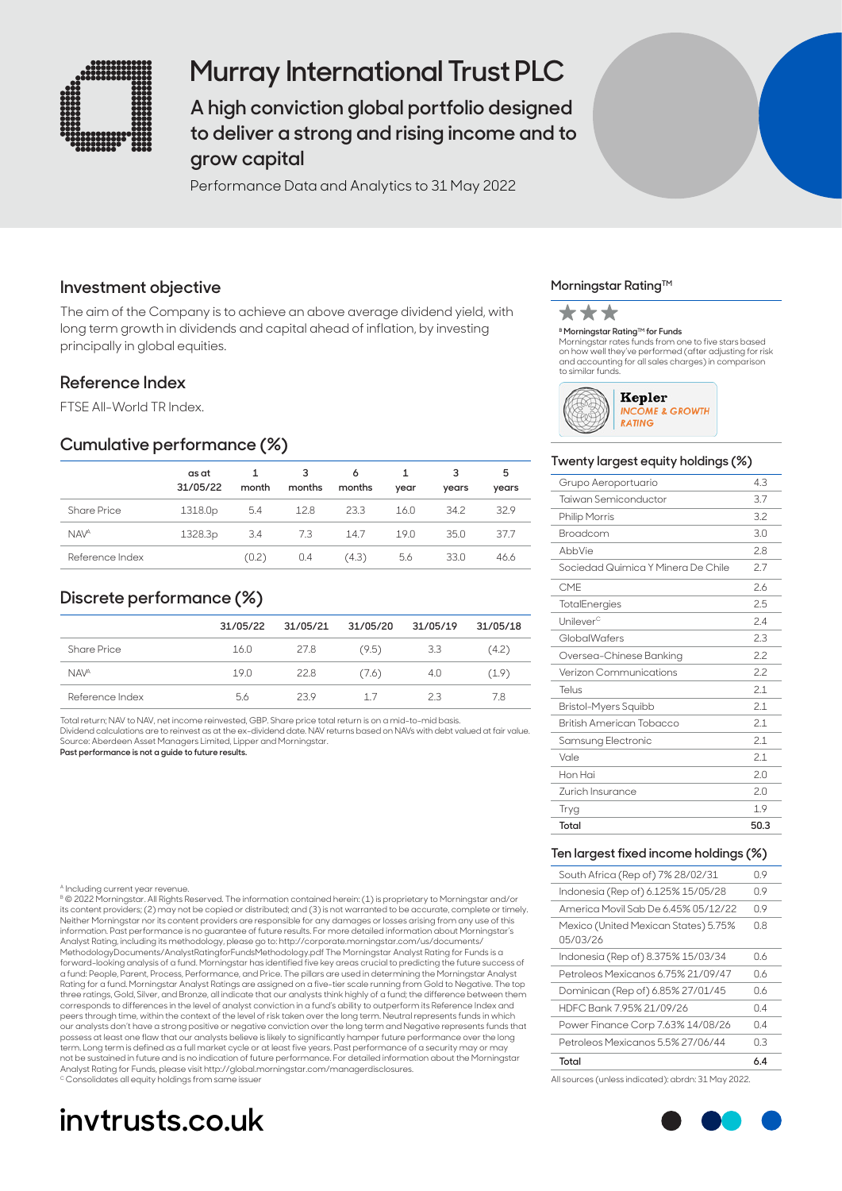# Murray International Trust PLC

## A high conviction global portfolio designed to deliver a strong and rising income and to grow capital

Performance Data and Analytics to 31 May 2022

## Investment objective

The aim of the Company is to achieve an above average dividend yield, with long term growth in dividends and capital ahead of inflation, by investing principally in global equities.

## Reference Index

FTSE All-World TR Index.

## Cumulative performance (%)

| | as at 31/05/22 | 1 month | 3 months | 6 months | 1 year | 3 years | 5 years |
|---|---|---|---|---|---|---|---|
| Share Price | 1318.0p | 5.4 | 12.8 | 23.3 | 16.0 | 34.2 | 32.9 |
| NAV[A] | 1328.3p | 3.4 | 7.3 | 14.7 | 19.0 | 35.0 | 37.7 |
| Reference Index | | (0.2) | 0.4 | (4.3) | 5.6 | 33.0 | 46.6 |

## Discrete performance (%)

| | 31/05/22 | 31/05/21 | 31/05/20 | 31/05/19 | 31/05/18 |
|---|---|---|---|---|---|
| Share Price | 16.0 | 27.8 | (9.5) | 3.3 | (4.2) |
| NAV[A] | 19.0 | 22.8 | (7.6) | 4.0 | (1.9) |
| Reference Index | 5.6 | 23.9 | 1.7 | 2.3 | 7.8 |

Total return; NAV to NAV, net income reinvested, GBP. Share price total return is on a mid-to-mid basis.
Dividend calculations are to reinvest as at the ex-dividend date. NAV returns based on NAVs with debt valued at fair value.
Source: Aberdeen Asset Managers Limited, Lipper and Morningstar.
**Past performance is not a guide to future results.**

## Morningstar Rating™

★★★

[B] **Morningstar Rating™ for Funds**
Morningstar rates funds from one to five stars based on how well they've performed (after adjusting for risk and accounting for all sales charges) in comparison to similar funds.

**Kepler** INCOME & GROWTH RATING

## Twenty largest equity holdings (%)

| | |
|---|---|
| Grupo Aeroportuario | 4.3 |
| Taiwan Semiconductor | 3.7 |
| Philip Morris | 3.2 |
| Broadcom | 3.0 |
| AbbVie | 2.8 |
| Sociedad Quimica Y Minera De Chile | 2.7 |
| CME | 2.6 |
| TotalEnergies | 2.5 |
| Unilever[C] | 2.4 |
| GlobalWafers | 2.3 |
| Oversea-Chinese Banking | 2.2 |
| Verizon Communications | 2.2 |
| Telus | 2.1 |
| Bristol-Myers Squibb | 2.1 |
| British American Tobacco | 2.1 |
| Samsung Electronic | 2.1 |
| Vale | 2.1 |
| Hon Hai | 2.0 |
| Zurich Insurance | 2.0 |
| Tryg | 1.9 |
| **Total** | **50.3** |

## Ten largest fixed income holdings (%)

| | |
|---|---|
| South Africa (Rep of) 7% 28/02/31 | 0.9 |
| Indonesia (Rep of) 6.125% 15/05/28 | 0.9 |
| America Movil Sab De 6.45% 05/12/22 | 0.9 |
| Mexico (United Mexican States) 5.75% 05/03/26 | 0.8 |
| Indonesia (Rep of) 8.375% 15/03/34 | 0.6 |
| Petroleos Mexicanos 6.75% 21/09/47 | 0.6 |
| Dominican (Rep of) 6.85% 27/01/45 | 0.6 |
| HDFC Bank 7.95% 21/09/26 | 0.4 |
| Power Finance Corp 7.63% 14/08/26 | 0.4 |
| Petroleos Mexicanos 5.5% 27/06/44 | 0.3 |
| **Total** | **6.4** |

All sources (unless indicated): abrdn: 31 May 2022.

[A] Including current year revenue.
[B] © 2022 Morningstar. All Rights Reserved. The information contained herein: (1) is proprietary to Morningstar and/or its content providers; (2) may not be copied or distributed; and (3) is not warranted to be accurate, complete or timely. Neither Morningstar nor its content providers are responsible for any damages or losses arising from any use of this information. Past performance is no guarantee of future results. For more detailed information about Morningstar's Analyst Rating, including its methodology, please go to: http://corporate.morningstar.com/us/documents/MethodologyDocuments/AnalystRatingforFundsMethodology.pdf The Morningstar Analyst Rating for Funds is a forward-looking analysis of a fund. Morningstar has identified five key areas crucial to predicting the future success of a fund: People, Parent, Process, Performance, and Price. The pillars are used in determining the Morningstar Analyst Rating for a fund. Morningstar Analyst Ratings are assigned on a five-tier scale running from Gold to Negative. The top three ratings, Gold, Silver, and Bronze, all indicate that our analysts think highly of a fund; the difference between them corresponds to differences in the level of analyst conviction in a fund's ability to outperform its Reference Index and peers through time, within the context of the level of risk taken over the long term. Neutral represents funds in which our analysts don't have a strong positive or negative conviction over the long term and Negative represents funds that possess at least one flaw that our analysts believe is likely to significantly hamper future performance over the long term. Long term is defined as a full market cycle or at least five years. Past performance of a security may or may not be sustained in future and is no indication of future performance. For detailed information about the Morningstar Analyst Rating for Funds, please visit http://global.morningstar.com/managerdisclosures.
[C] Consolidates all equity holdings from same issuer

**invtrusts.co.uk**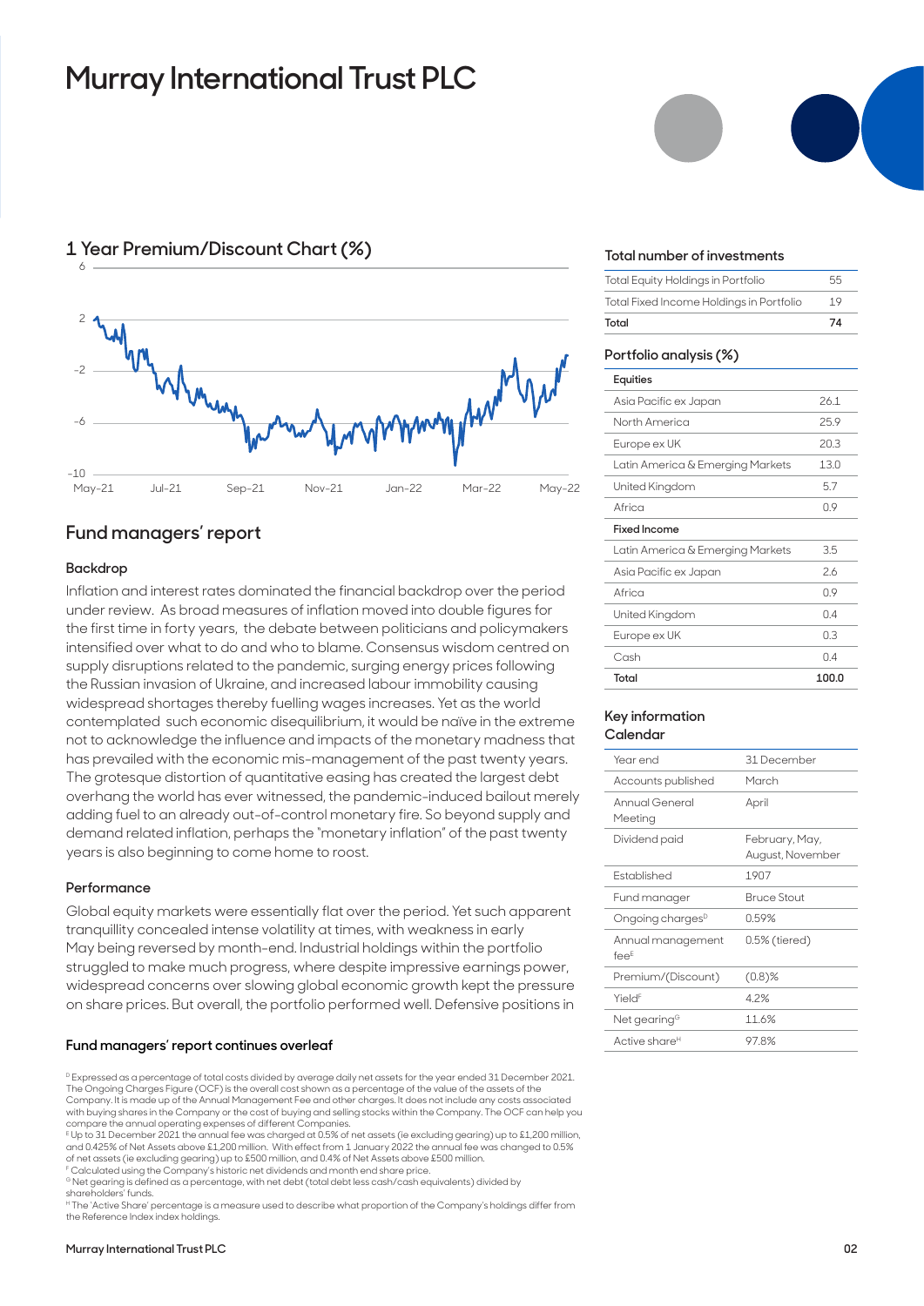# Murray International Trust PLC

## 1 Year Premium/Discount Chart (%)

## Fund managers' report

### Backdrop

Inflation and interest rates dominated the financial backdrop over the period under review. As broad measures of inflation moved into double figures for the first time in forty years, the debate between politicians and policymakers intensified over what to do and who to blame. Consensus wisdom centred on supply disruptions related to the pandemic, surging energy prices following the Russian invasion of Ukraine, and increased labour immobility causing widespread shortages thereby fuelling wages increases. Yet as the world contemplated such economic disequilibrium, it would be naïve in the extreme not to acknowledge the influence and impacts of the monetary madness that has prevailed with the economic mis-management of the past twenty years. The grotesque distortion of quantitative easing has created the largest debt overhang the world has ever witnessed, the pandemic-induced bailout merely adding fuel to an already out-of-control monetary fire. So beyond supply and demand related inflation, perhaps the "monetary inflation" of the past twenty years is also beginning to come home to roost.

### Performance

Global equity markets were essentially flat over the period. Yet such apparent tranquillity concealed intense volatility at times, with weakness in early May being reversed by month-end. Industrial holdings within the portfolio struggled to make much progress, where despite impressive earnings power, widespread concerns over slowing global economic growth kept the pressure on share prices. But overall, the portfolio performed well. Defensive positions in

**Fund managers' report continues overleaf**

### Total number of investments

| | |
|---|---|
| Total Equity Holdings in Portfolio | 55 |
| Total Fixed Income Holdings in Portfolio | 19 |
| **Total** | **74** |

### Portfolio analysis (%)

| | |
|---|---|
| **Equities** | |
| Asia Pacific ex Japan | 26.1 |
| North America | 25.9 |
| Europe ex UK | 20.3 |
| Latin America & Emerging Markets | 13.0 |
| United Kingdom | 5.7 |
| Africa | 0.9 |
| **Fixed Income** | |
| Latin America & Emerging Markets | 3.5 |
| Asia Pacific ex Japan | 2.6 |
| Africa | 0.9 |
| United Kingdom | 0.4 |
| Europe ex UK | 0.3 |
| Cash | 0.4 |
| **Total** | **100.0** |

### Key information Calendar

| | |
|---|---|
| Year end | 31 December |
| Accounts published | March |
| Annual General Meeting | April |
| Dividend paid | February, May, August, November |
| Established | 1907 |
| Fund manager | Bruce Stout |
| Ongoing charges[D] | 0.59% |
| Annual management fee[E] | 0.5% (tiered) |
| Premium/(Discount) | (0.8)% |
| Yield[F] | 4.2% |
| Net gearing[G] | 11.6% |
| Active share[H] | 97.8% |

[D] Expressed as a percentage of total costs divided by average daily net assets for the year ended 31 December 2021. The Ongoing Charges Figure (OCF) is the overall cost shown as a percentage of the value of the assets of the Company. It is made up of the Annual Management Fee and other charges. It does not include any costs associated with buying shares in the Company or the cost of buying and selling stocks within the Company. The OCF can help you compare the annual operating expenses of different Companies.

[E] Up to 31 December 2021 the annual fee was charged at 0.5% of net assets (ie excluding gearing) up to £1,200 million, and 0.425% of Net Assets above £1,200 million. With effect from 1 January 2022 the annual fee was changed to 0.5% of net assets (ie excluding gearing) up to £500 million, and 0.4% of Net Assets above £500 million.

[F] Calculated using the Company's historic net dividends and month end share price.

[G] Net gearing is defined as a percentage, with net debt (total debt less cash/cash equivalents) divided by shareholders' funds.

[H] The 'Active Share' percentage is a measure used to describe what proportion of the Company's holdings differ from the Reference Index index holdings.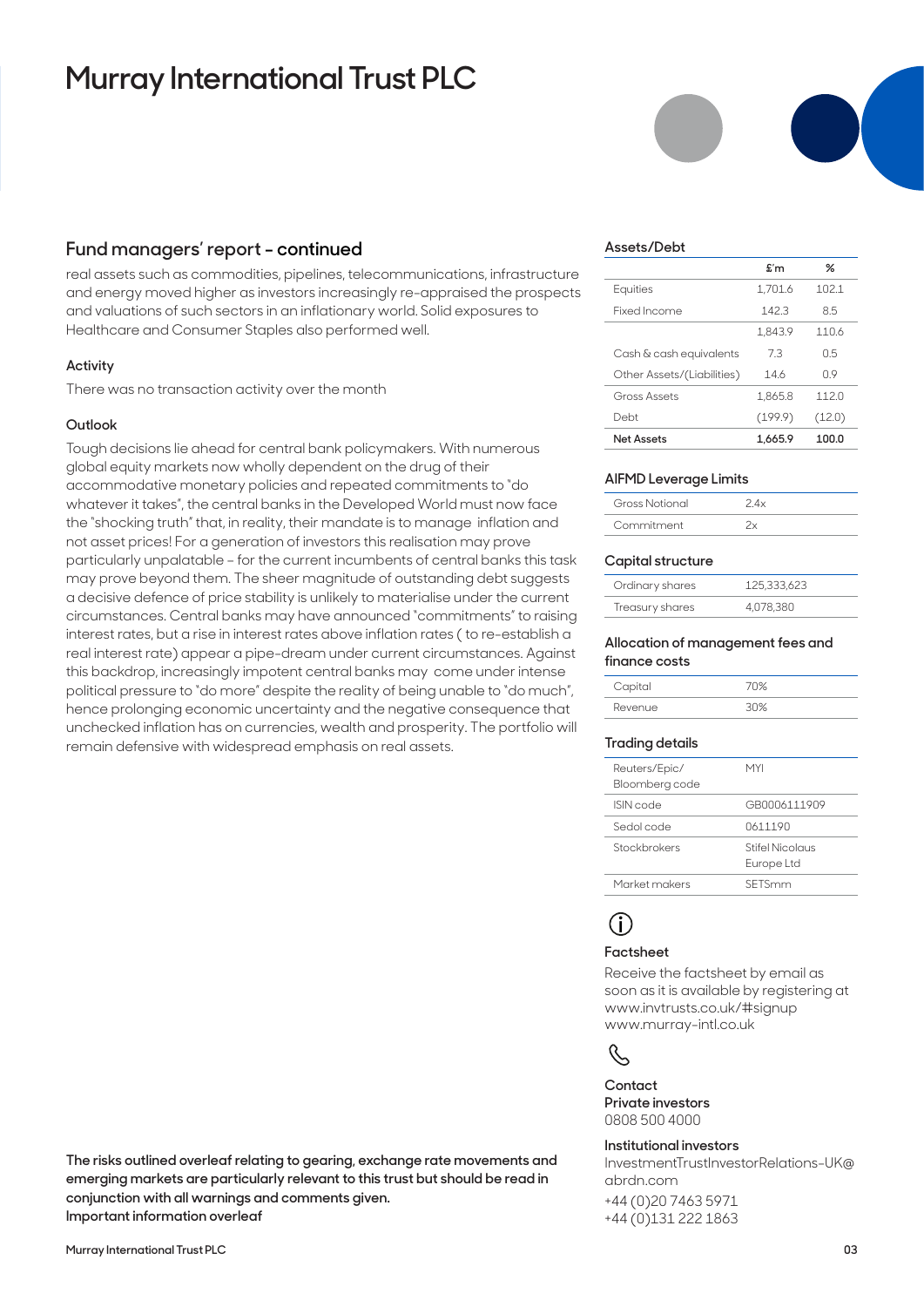# Murray International Trust PLC

## Fund managers' report - continued

real assets such as commodities, pipelines, telecommunications, infrastructure and energy moved higher as investors increasingly re-appraised the prospects and valuations of such sectors in an inflationary world. Solid exposures to Healthcare and Consumer Staples also performed well.

### Activity

There was no transaction activity over the month

### Outlook

Tough decisions lie ahead for central bank policymakers. With numerous global equity markets now wholly dependent on the drug of their accommodative monetary policies and repeated commitments to "do whatever it takes", the central banks in the Developed World must now face the "shocking truth" that, in reality, their mandate is to manage inflation and not asset prices! For a generation of investors this realisation may prove particularly unpalatable - for the current incumbents of central banks this task may prove beyond them. The sheer magnitude of outstanding debt suggests a decisive defence of price stability is unlikely to materialise under the current circumstances. Central banks may have announced "commitments" to raising interest rates, but a rise in interest rates above inflation rates ( to re-establish a real interest rate) appear a pipe-dream under current circumstances. Against this backdrop, increasingly impotent central banks may come under intense political pressure to "do more" despite the reality of being unable to "do much", hence prolonging economic uncertainty and the negative consequence that unchecked inflation has on currencies, wealth and prosperity. The portfolio will remain defensive with widespread emphasis on real assets.

**The risks outlined overleaf relating to gearing, exchange rate movements and emerging markets are particularly relevant to this trust but should be read in conjunction with all warnings and comments given.**
**Important information overleaf**

### Assets/Debt

| | £'m | % |
|---|---|---|
| Equities | 1,701.6 | 102.1 |
| Fixed Income | 142.3 | 8.5 |
| | 1,843.9 | 110.6 |
| Cash & cash equivalents | 7.3 | 0.5 |
| Other Assets/(Liabilities) | 14.6 | 0.9 |
| Gross Assets | 1,865.8 | 112.0 |
| Debt | (199.9) | (12.0) |
| **Net Assets** | **1,665.9** | **100.0** |

### AIFMD Leverage Limits

| | |
|---|---|
| Gross Notional | 2.4x |
| Commitment | 2x |

### Capital structure

| | |
|---|---|
| Ordinary shares | 125,333,623 |
| Treasury shares | 4,078,380 |

### Allocation of management fees and finance costs

| | |
|---|---|
| Capital | 70% |
| Revenue | 30% |

### Trading details

| | |
|---|---|
| Reuters/Epic/ Bloomberg code | MYI |
| ISIN code | GB0006111909 |
| Sedol code | 0611190 |
| Stockbrokers | Stifel Nicolaus Europe Ltd |
| Market makers | SETSmm |

### Factsheet

Receive the factsheet by email as soon as it is available by registering at www.invtrusts.co.uk/#signup
www.murray-intl.co.uk

### Contact

**Private investors**
0808 500 4000

**Institutional investors**
InvestmentTrustInvestorRelations-UK@abrdn.com
+44 (0)20 7463 5971
+44 (0)131 222 1863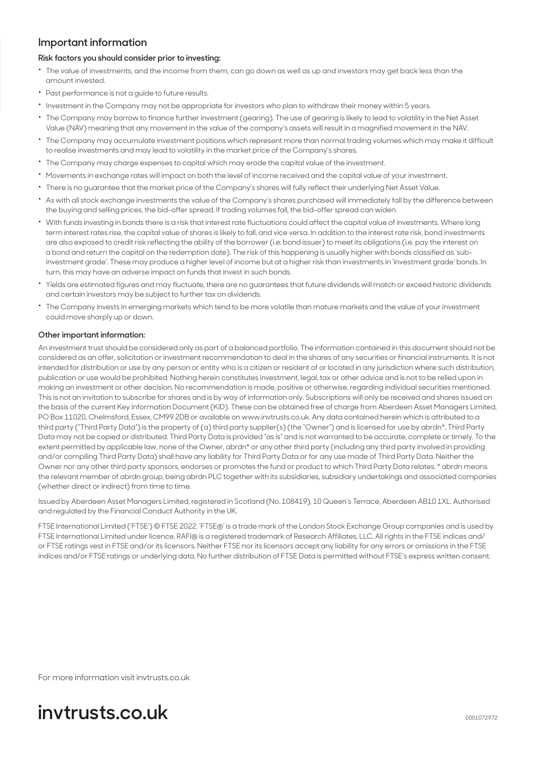## Important information

**Risk factors you should consider prior to investing:**

- The value of investments, and the income from them, can go down as well as up and investors may get back less than the amount invested.
- Past performance is not a guide to future results.
- Investment in the Company may not be appropriate for investors who plan to withdraw their money within 5 years.
- The Company may borrow to finance further investment (gearing). The use of gearing is likely to lead to volatility in the Net Asset Value (NAV) meaning that any movement in the value of the company's assets will result in a magnified movement in the NAV.
- The Company may accumulate investment positions which represent more than normal trading volumes which may make it difficult to realise investments and may lead to volatility in the market price of the Company's shares.
- The Company may charge expenses to capital which may erode the capital value of the investment.
- Movements in exchange rates will impact on both the level of income received and the capital value of your investment.
- There is no guarantee that the market price of the Company's shares will fully reflect their underlying Net Asset Value.
- As with all stock exchange investments the value of the Company's shares purchased will immediately fall by the difference between the buying and selling prices, the bid-offer spread. If trading volumes fall, the bid-offer spread can widen.
- With funds investing in bonds there is a risk that interest rate fluctuations could affect the capital value of investments. Where long term interest rates rise, the capital value of shares is likely to fall, and vice versa. In addition to the interest rate risk, bond investments are also exposed to credit risk reflecting the ability of the borrower (i.e. bond issuer) to meet its obligations (i.e. pay the interest on a bond and return the capital on the redemption date). The risk of this happening is usually higher with bonds classified as 'sub-investment grade'. These may produce a higher level of income but at a higher risk than investments in 'investment grade' bonds. In turn, this may have an adverse impact on funds that invest in such bonds.
- Yields are estimated figures and may fluctuate, there are no guarantees that future dividends will match or exceed historic dividends and certain investors may be subject to further tax on dividends.
- The Company invests in emerging markets which tend to be more volatile than mature markets and the value of your investment could move sharply up or down.

**Other important information:**

An investment trust should be considered only as part of a balanced portfolio. The information contained in this document should not be considered as an offer, solicitation or investment recommendation to deal in the shares of any securities or financial instruments. It is not intended for distribution or use by any person or entity who is a citizen or resident of or located in any jurisdiction where such distribution, publication or use would be prohibited. Nothing herein constitutes investment, legal, tax or other advice and is not to be relied upon in making an investment or other decision. No recommendation is made, positive or otherwise, regarding individual securities mentioned. This is not an invitation to subscribe for shares and is by way of information only. Subscriptions will only be received and shares issued on the basis of the current Key Information Document (KID). These can be obtained free of charge from Aberdeen Asset Managers Limited, PO Box 11020, Chelmsford, Essex, CM99 2DB or available on www.invtrusts.co.uk. Any data contained herein which is attributed to a third party ("Third Party Data") is the property of (a) third party supplier(s) (the "Owner") and is licensed for use by abrdn*. Third Party Data may not be copied or distributed. Third Party Data is provided "as is" and is not warranted to be accurate, complete or timely. To the extent permitted by applicable law, none of the Owner, abrdn* or any other third party (including any third party involved in providing and/or compiling Third Party Data) shall have any liability for Third Party Data or for any use made of Third Party Data. Neither the Owner nor any other third party sponsors, endorses or promotes the fund or product to which Third Party Data relates. * abrdn means the relevant member of abrdn group, being abrdn PLC together with its subsidiaries, subsidiary undertakings and associated companies (whether direct or indirect) from time to time.

Issued by Aberdeen Asset Managers Limited, registered in Scotland (No. 108419), 10 Queen's Terrace, Aberdeen AB10 1XL. Authorised and regulated by the Financial Conduct Authority in the UK.

FTSE International Limited ('FTSE') © FTSE 2022. 'FTSE®' is a trade mark of the London Stock Exchange Group companies and is used by FTSE International Limited under licence. RAFI® is a registered trademark of Research Affiliates, LLC. All rights in the FTSE indices and/or FTSE ratings vest in FTSE and/or its licensors. Neither FTSE nor its licensors accept any liability for any errors or omissions in the FTSE indices and/or FTSE ratings or underlying data. No further distribution of FTSE Data is permitted without FTSE's express written consent.

For more information visit invtrusts.co.uk

# invtrusts.co.uk

0001072972